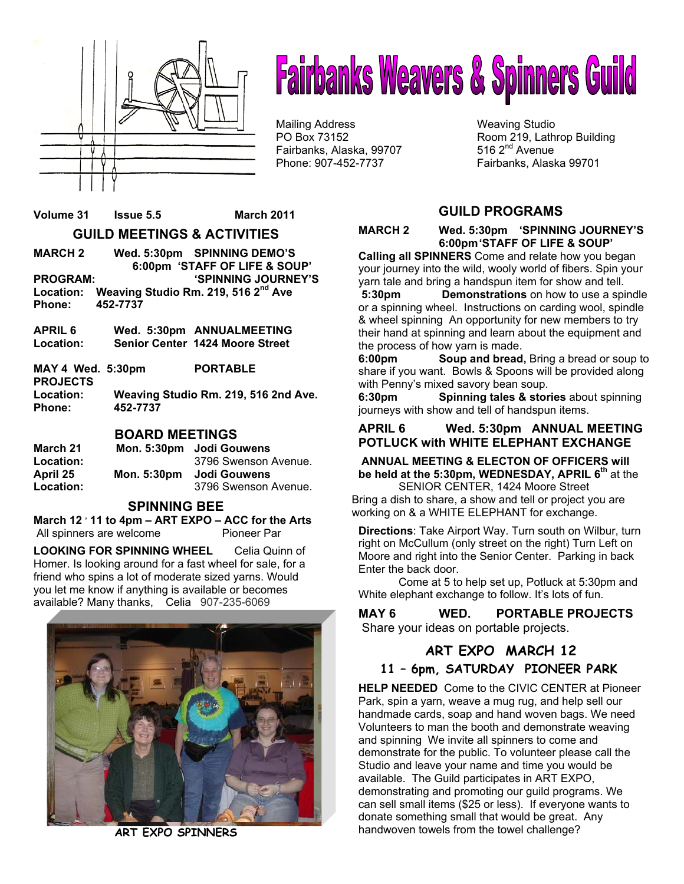# Fairbanks Weavers & Spinners Guild

Mailing Address
PO Box 73152
Fairbanks, Alaska, 99707
Phone: 907-452-7737

Weaving Studio
Room 219, Lathrop Building
516 2nd Avenue
Fairbanks, Alaska 99701

**Volume 31 Issue 5.5 March 2011**

## GUILD MEETINGS & ACTIVITIES

**MARCH 2 Wed. 5:30pm SPINNING DEMO'S**
**6:00pm 'STAFF OF LIFE & SOUP'**
**PROGRAM: 'SPINNING JOURNEY'S**
**Location: Weaving Studio Rm. 219, 516 2nd Ave**
**Phone: 452-7737**

**APRIL 6 Wed. 5:30pm ANNUALMEETING**
**Location: Senior Center 1424 Moore Street**

**MAY 4 Wed. 5:30pm PORTABLE PROJECTS**
**Location: Weaving Studio Rm. 219, 516 2nd Ave.**
**Phone: 452-7737**

## BOARD MEETINGS

**March 21 Mon. 5:30pm Jodi Gouwens**
**Location:** 3796 Swenson Avenue.
**April 25 Mon. 5:30pm Jodi Gouwens**
**Location:** 3796 Swenson Avenue.

## SPINNING BEE

**March 12 ' 11 to 4pm – ART EXPO – ACC for the Arts**
All spinners are welcome Pioneer Par

**LOOKING FOR SPINNING WHEEL** Celia Quinn of Homer. Is looking around for a fast wheel for sale, for a friend who spins a lot of moderate sized yarns. Would you let me know if anything is available or becomes available? Many thanks, Celia 907-235-6069

ART EXPO SPINNERS

## GUILD PROGRAMS

**MARCH 2 Wed. 5:30pm 'SPINNING JOURNEY'S**
**6:00pm 'STAFF OF LIFE & SOUP'**

**Calling all SPINNERS** Come and relate how you began your journey into the wild, wooly world of fibers. Spin your yarn tale and bring a handspun item for show and tell.

**5:30pm Demonstrations** on how to use a spindle or a spinning wheel. Instructions on carding wool, spindle & wheel spinning An opportunity for new members to try their hand at spinning and learn about the equipment and the process of how yarn is made.

**6:00pm Soup and bread,** Bring a bread or soup to share if you want. Bowls & Spoons will be provided along with Penny's mixed savory bean soup.

**6:30pm Spinning tales & stories** about spinning journeys with show and tell of handspun items.

**APRIL 6 Wed. 5:30pm ANNUAL MEETING POTLUCK with WHITE ELEPHANT EXCHANGE**

**ANNUAL MEETING & ELECTON OF OFFICERS will be held at the 5:30pm, WEDNESDAY, APRIL 6th** at the SENIOR CENTER, 1424 Moore Street
Bring a dish to share, a show and tell or project you are working on & a WHITE ELEPHANT for exchange.

**Directions**: Take Airport Way. Turn south on Wilbur, turn right on McCullum (only street on the right) Turn Left on Moore and right into the Senior Center. Parking in back Enter the back door.

Come at 5 to help set up, Potluck at 5:30pm and White elephant exchange to follow. It's lots of fun.

**MAY 6 WED. PORTABLE PROJECTS**
Share your ideas on portable projects.

## ART EXPO MARCH 12

### 11 – 6pm, SATURDAY PIONEER PARK

**HELP NEEDED** Come to the CIVIC CENTER at Pioneer Park, spin a yarn, weave a mug rug, and help sell our handmade cards, soap and hand woven bags. We need Volunteers to man the booth and demonstrate weaving and spinning We invite all spinners to come and demonstrate for the public. To volunteer please call the Studio and leave your name and time you would be available. The Guild participates in ART EXPO, demonstrating and promoting our guild programs. We can sell small items ($25 or less). If everyone wants to donate something small that would be great. Any handwoven towels from the towel challenge?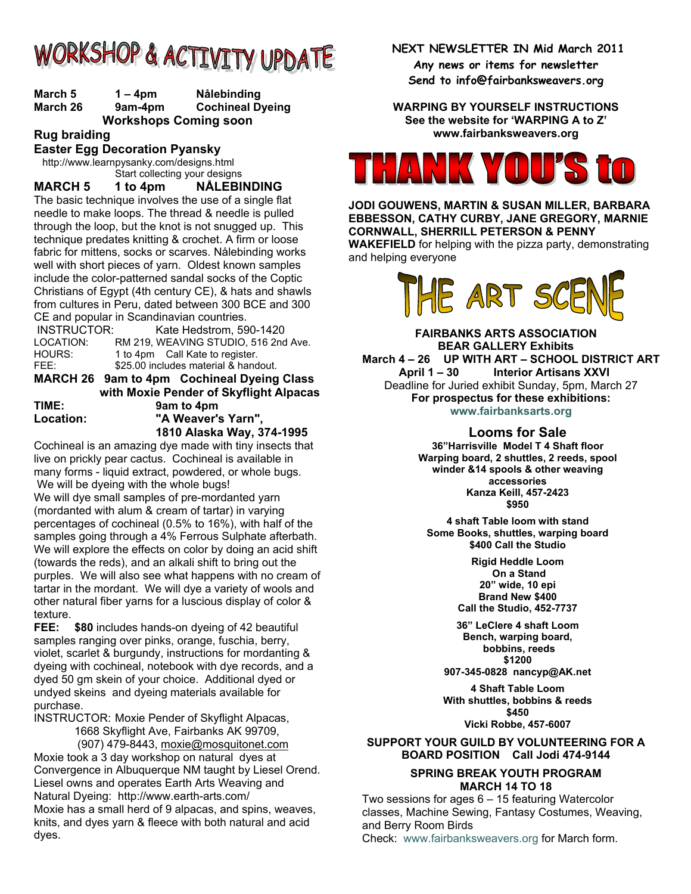# WORKSHOP & ACTIVITY UPDATE

| | | |
|---|---|---|
| **March 5** | **1 – 4pm** | **Nålebinding** |
| **March 26** | **9am-4pm** | **Cochineal Dyeing** |

**Workshops Coming soon**

**Rug braiding**

**Easter Egg Decoration Pyansky**

http://www.learnpysanky.com/designs.html
Start collecting your designs

## MARCH 5 1 to 4pm NÅLEBINDING

The basic technique involves the use of a single flat needle to make loops. The thread & needle is pulled through the loop, but the knot is not snugged up. This technique predates knitting & crochet. A firm or loose fabric for mittens, socks or scarves. Nålebinding works well with short pieces of yarn. Oldest known samples include the color-patterned sandal socks of the Coptic Christians of Egypt (4th century CE), & hats and shawls from cultures in Peru, dated between 300 BCE and 300 CE and popular in Scandinavian countries.

| | |
|---|---|
| INSTRUCTOR: | Kate Hedstrom, 590-1420 |
| LOCATION: | RM 219, WEAVING STUDIO, 516 2nd Ave. |
| HOURS: | 1 to 4pm Call Kate to register. |
| FEE: | $25.00 includes material & handout. |

## MARCH 26 9am to 4pm Cochineal Dyeing Class with Moxie Pender of Skyflight Alpacas

**TIME:** 9am to 4pm
**Location:** "A Weaver's Yarn", 1810 Alaska Way, 374-1995

Cochineal is an amazing dye made with tiny insects that live on prickly pear cactus. Cochineal is available in many forms - liquid extract, powdered, or whole bugs. We will be dyeing with the whole bugs!

We will dye small samples of pre-mordanted yarn (mordanted with alum & cream of tartar) in varying percentages of cochineal (0.5% to 16%), with half of the samples going through a 4% Ferrous Sulphate afterbath. We will explore the effects on color by doing an acid shift (towards the reds), and an alkali shift to bring out the purples. We will also see what happens with no cream of tartar in the mordant. We will dye a variety of wools and other natural fiber yarns for a luscious display of color & texture.

**FEE:** **$80** includes hands-on dyeing of 42 beautiful samples ranging over pinks, orange, fuschia, berry, violet, scarlet & burgundy, instructions for mordanting & dyeing with cochineal, notebook with dye records, and a dyed 50 gm skein of your choice. Additional dyed or undyed skeins and dyeing materials available for purchase.

INSTRUCTOR: Moxie Pender of Skyflight Alpacas, 1668 Skyflight Ave, Fairbanks AK 99709, (907) 479-8443, moxie@mosquitonet.com

Moxie took a 3 day workshop on natural dyes at Convergence in Albuquerque NM taught by Liesel Orend. Liesel owns and operates Earth Arts Weaving and Natural Dyeing: http://www.earth-arts.com/

Moxie has a small herd of 9 alpacas, and spins, weaves, knits, and dyes yarn & fleece with both natural and acid dyes.

**NEXT NEWSLETTER IN Mid March 2011**
**Any news or items for newsletter**
**Send to info@fairbanksweavers.org**

**WARPING BY YOURSELF INSTRUCTIONS**
**See the website for 'WARPING A to Z'**
**www.fairbanksweavers.org**

# THANK YOU'S to

**JODI GOUWENS, MARTIN & SUSAN MILLER, BARBARA EBBESSON, CATHY CURBY, JANE GREGORY, MARNIE CORNWALL, SHERRILL PETERSON & PENNY WAKEFIELD** for helping with the pizza party, demonstrating and helping everyone

# THE ART SCENE

**FAIRBANKS ARTS ASSOCIATION**
**BEAR GALLERY Exhibits**
**March 4 – 26 UP WITH ART – SCHOOL DISTRICT ART**
**April 1 – 30 Interior Artisans XXVI**
Deadline for Juried exhibit Sunday, 5pm, March 27
**For prospectus for these exhibitions:**
**www.fairbanksarts.org**

## Looms for Sale

**36"Harrisville Model T 4 Shaft floor**
**Warping board, 2 shuttles, 2 reeds, spool winder &14 spools & other weaving accessories**
**Kanza Keill, 457-2423**
**$950**

**4 shaft Table loom with stand**
**Some Books, shuttles, warping board**
**$400 Call the Studio**

**Rigid Heddle Loom**
**On a Stand**
**20" wide, 10 epi**
**Brand New $400**
**Call the Studio, 452-7737**

**36" LeClere 4 shaft Loom**
**Bench, warping board, bobbins, reeds**
**$1200**
**907-345-0828 nancyp@AK.net**

**4 Shaft Table Loom**
**With shuttles, bobbins & reeds**
**$450**
**Vicki Robbe, 457-6007**

**SUPPORT YOUR GUILD BY VOLUNTEERING FOR A BOARD POSITION Call Jodi 474-9144**

**SPRING BREAK YOUTH PROGRAM**
**MARCH 14 TO 18**

Two sessions for ages 6 – 15 featuring Watercolor classes, Machine Sewing, Fantasy Costumes, Weaving, and Berry Room Birds

Check: www.fairbanksweavers.org for March form.